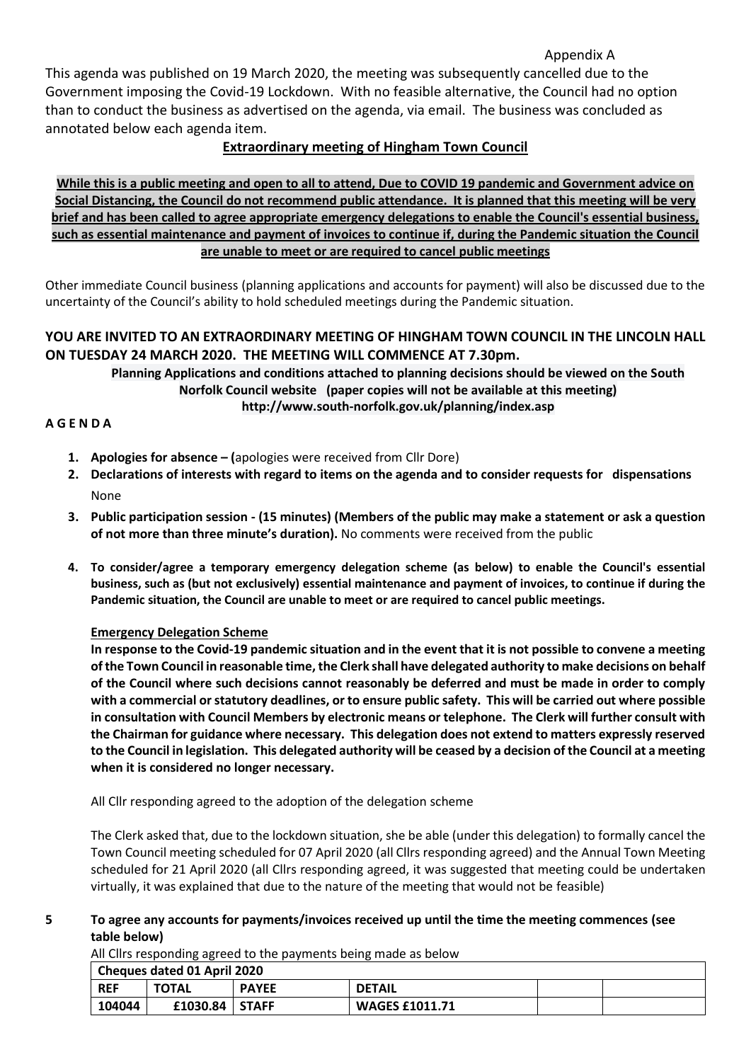Appendix A

This agenda was published on 19 March 2020, the meeting was subsequently cancelled due to the Government imposing the Covid-19 Lockdown. With no feasible alternative, the Council had no option than to conduct the business as advertised on the agenda, via email. The business was concluded as annotated below each agenda item.

## Extraordinary meeting of Hingham Town Council

**While this is a public meeting and open to all to attend, Due to COVID 19 pandemic and Government advice on Social Distancing, the Council do not recommend public attendance. It is planned that this meeting will be very brief and has been called to agree appropriate emergency delegations to enable the Council's essential business, such as essential maintenance and payment of invoices to continue if, during the Pandemic situation the Council are unable to meet or are required to cancel public meetings**

Other immediate Council business (planning applications and accounts for payment) will also be discussed due to the uncertainty of the Council's ability to hold scheduled meetings during the Pandemic situation.

**YOU ARE INVITED TO AN EXTRAORDINARY MEETING OF HINGHAM TOWN COUNCIL IN THE LINCOLN HALL ON TUESDAY 24 MARCH 2020. THE MEETING WILL COMMENCE AT 7.30pm.**

**Planning Applications and conditions attached to planning decisions should be viewed on the South Norfolk Council website (paper copies will not be available at this meeting) http://www.south-norfolk.gov.uk/planning/index.asp**

**A G E N D A**

1. **Apologies for absence – (**apologies were received from Cllr Dore)
2. **Declarations of interests with regard to items on the agenda and to consider requests for dispensations**
   None
3. **Public participation session - (15 minutes) (Members of the public may make a statement or ask a question of not more than three minute's duration).** No comments were received from the public
4. **To consider/agree a temporary emergency delegation scheme (as below) to enable the Council's essential business, such as (but not exclusively) essential maintenance and payment of invoices, to continue if during the Pandemic situation, the Council are unable to meet or are required to cancel public meetings.**

   **Emergency Delegation Scheme**

   **In response to the Covid-19 pandemic situation and in the event that it is not possible to convene a meeting of the Town Council in reasonable time, the Clerk shall have delegated authority to make decisions on behalf of the Council where such decisions cannot reasonably be deferred and must be made in order to comply with a commercial or statutory deadlines, or to ensure public safety. This will be carried out where possible in consultation with Council Members by electronic means or telephone. The Clerk will further consult with the Chairman for guidance where necessary. This delegation does not extend to matters expressly reserved to the Council in legislation. This delegated authority will be ceased by a decision of the Council at a meeting when it is considered no longer necessary.**

   All Cllr responding agreed to the adoption of the delegation scheme

   The Clerk asked that, due to the lockdown situation, she be able (under this delegation) to formally cancel the Town Council meeting scheduled for 07 April 2020 (all Cllrs responding agreed) and the Annual Town Meeting scheduled for 21 April 2020 (all Cllrs responding agreed, it was suggested that meeting could be undertaken virtually, it was explained that due to the nature of the meeting that would not be feasible)

5. **To agree any accounts for payments/invoices received up until the time the meeting commences (see table below)**

   All Cllrs responding agreed to the payments being made as below

| Cheques dated 01 April 2020 | | | | | |
|---|---|---|---|---|---|
| **REF** | **TOTAL** | **PAYEE** | **DETAIL** | | |
| **104044** | **£1030.84** | **STAFF** | **WAGES £1011.71** | | |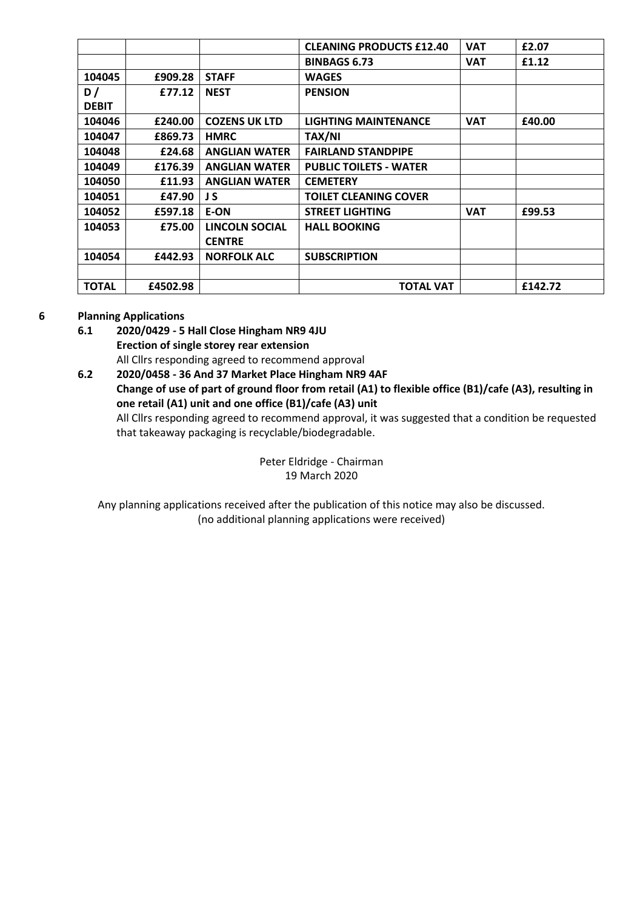| | | | | | |
|---|---|---|---|---|---|
| | | | **CLEANING PRODUCTS £12.40** | **VAT** | **£2.07** |
| | | | **BINBAGS 6.73** | **VAT** | **£1.12** |
| **104045** | **£909.28** | **STAFF** | **WAGES** | | |
| **D / DEBIT** | **£77.12** | **NEST** | **PENSION** | | |
| **104046** | **£240.00** | **COZENS UK LTD** | **LIGHTING MAINTENANCE** | **VAT** | **£40.00** |
| **104047** | **£869.73** | **HMRC** | **TAX/NI** | | |
| **104048** | **£24.68** | **ANGLIAN WATER** | **FAIRLAND STANDPIPE** | | |
| **104049** | **£176.39** | **ANGLIAN WATER** | **PUBLIC TOILETS - WATER** | | |
| **104050** | **£11.93** | **ANGLIAN WATER** | **CEMETERY** | | |
| **104051** | **£47.90** | **J S** | **TOILET CLEANING COVER** | | |
| **104052** | **£597.18** | **E-ON** | **STREET LIGHTING** | **VAT** | **£99.53** |
| **104053** | **£75.00** | **LINCOLN SOCIAL CENTRE** | **HALL BOOKING** | | |
| **104054** | **£442.93** | **NORFOLK ALC** | **SUBSCRIPTION** | | |
| | | | | | |
| **TOTAL** | **£4502.98** | | **TOTAL VAT** | | **£142.72** |

## 6 Planning Applications

**6.1 2020/0429 - 5 Hall Close Hingham NR9 4JU**
**Erection of single storey rear extension**
All Cllrs responding agreed to recommend approval

**6.2 2020/0458 - 36 And 37 Market Place Hingham NR9 4AF**
**Change of use of part of ground floor from retail (A1) to flexible office (B1)/cafe (A3), resulting in one retail (A1) unit and one office (B1)/cafe (A3) unit**
All Cllrs responding agreed to recommend approval, it was suggested that a condition be requested that takeaway packaging is recyclable/biodegradable.

Peter Eldridge - Chairman
19 March 2020

Any planning applications received after the publication of this notice may also be discussed.
(no additional planning applications were received)